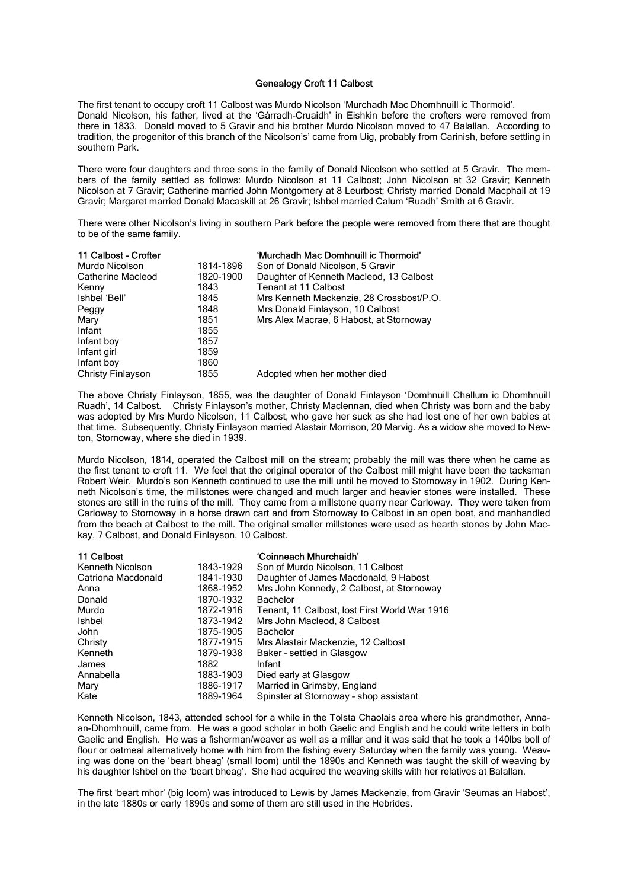# Genealogy Croft 11 Calbost

The first tenant to occupy croft 11 Calbost was Murdo Nicolson 'Murchadh Mac Dhomhnuill ic Thormoid'. Donald Nicolson, his father, lived at the 'Gàrradh-Cruaidh' in Eishkin before the crofters were removed from there in 1833. Donald moved to 5 Gravir and his brother Murdo Nicolson moved to 47 Balallan. According to tradition, the progenitor of this branch of the Nicolson's' came from Uig, probably from Carinish, before settling in southern Park.

There were four daughters and three sons in the family of Donald Nicolson who settled at 5 Gravir. The members of the family settled as follows: Murdo Nicolson at 11 Calbost; John Nicolson at 32 Gravir; Kenneth Nicolson at 7 Gravir; Catherine married John Montgomery at 8 Leurbost; Christy married Donald Macphail at 19 Gravir; Margaret married Donald Macaskill at 26 Gravir; Ishbel married Calum 'Ruadh' Smith at 6 Gravir.

There were other Nicolson's living in southern Park before the people were removed from there that are thought to be of the same family.

| **11 Calbost - Crofter** | | **'Murchadh Mac Domhnuill ic Thormoid'** |
|---|---|---|
| Murdo Nicolson | 1814-1896 | Son of Donald Nicolson, 5 Gravir |
| Catherine Macleod | 1820-1900 | Daughter of Kenneth Macleod, 13 Calbost |
| Kenny | 1843 | Tenant at 11 Calbost |
| Ishbel 'Bell' | 1845 | Mrs Kenneth Mackenzie, 28 Crossbost/P.O. |
| Peggy | 1848 | Mrs Donald Finlayson, 10 Calbost |
| Mary | 1851 | Mrs Alex Macrae, 6 Habost, at Stornoway |
| Infant | 1855 | |
| Infant boy | 1857 | |
| Infant girl | 1859 | |
| Infant boy | 1860 | |
| Christy Finlayson | 1855 | Adopted when her mother died |

The above Christy Finlayson, 1855, was the daughter of Donald Finlayson 'Domhnuill Challum ic Dhomhnuill Ruadh', 14 Calbost. Christy Finlayson's mother, Christy Maclennan, died when Christy was born and the baby was adopted by Mrs Murdo Nicolson, 11 Calbost, who gave her suck as she had lost one of her own babies at that time. Subsequently, Christy Finlayson married Alastair Morrison, 20 Marvig. As a widow she moved to Newton, Stornoway, where she died in 1939.

Murdo Nicolson, 1814, operated the Calbost mill on the stream; probably the mill was there when he came as the first tenant to croft 11. We feel that the original operator of the Calbost mill might have been the tacksman Robert Weir. Murdo's son Kenneth continued to use the mill until he moved to Stornoway in 1902. During Kenneth Nicolson's time, the millstones were changed and much larger and heavier stones were installed. These stones are still in the ruins of the mill. They came from a millstone quarry near Carloway. They were taken from Carloway to Stornoway in a horse drawn cart and from Stornoway to Calbost in an open boat, and manhandled from the beach at Calbost to the mill. The original smaller millstones were used as hearth stones by John Mackay, 7 Calbost, and Donald Finlayson, 10 Calbost.

| **11 Calbost** | | **'Coinneach Mhurchaidh'** |
|---|---|---|
| Kenneth Nicolson | 1843-1929 | Son of Murdo Nicolson, 11 Calbost |
| Catriona Macdonald | 1841-1930 | Daughter of James Macdonald, 9 Habost |
| Anna | 1868-1952 | Mrs John Kennedy, 2 Calbost, at Stornoway |
| Donald | 1870-1932 | Bachelor |
| Murdo | 1872-1916 | Tenant, 11 Calbost, lost First World War 1916 |
| Ishbel | 1873-1942 | Mrs John Macleod, 8 Calbost |
| John | 1875-1905 | Bachelor |
| Christy | 1877-1915 | Mrs Alastair Mackenzie, 12 Calbost |
| Kenneth | 1879-1938 | Baker - settled in Glasgow |
| James | 1882 | Infant |
| Annabella | 1883-1903 | Died early at Glasgow |
| Mary | 1886-1917 | Married in Grimsby, England |
| Kate | 1889-1964 | Spinster at Stornoway - shop assistant |

Kenneth Nicolson, 1843, attended school for a while in the Tolsta Chaolais area where his grandmother, Anna-an-Dhomhnuill, came from. He was a good scholar in both Gaelic and English and he could write letters in both Gaelic and English. He was a fisherman/weaver as well as a millar and it was said that he took a 140lbs boll of flour or oatmeal alternatively home with him from the fishing every Saturday when the family was young. Weaving was done on the 'beart bheag' (small loom) until the 1890s and Kenneth was taught the skill of weaving by his daughter Ishbel on the 'beart bheag'. She had acquired the weaving skills with her relatives at Balallan.

The first 'beart mhor' (big loom) was introduced to Lewis by James Mackenzie, from Gravir 'Seumas an Habost', in the late 1880s or early 1890s and some of them are still used in the Hebrides.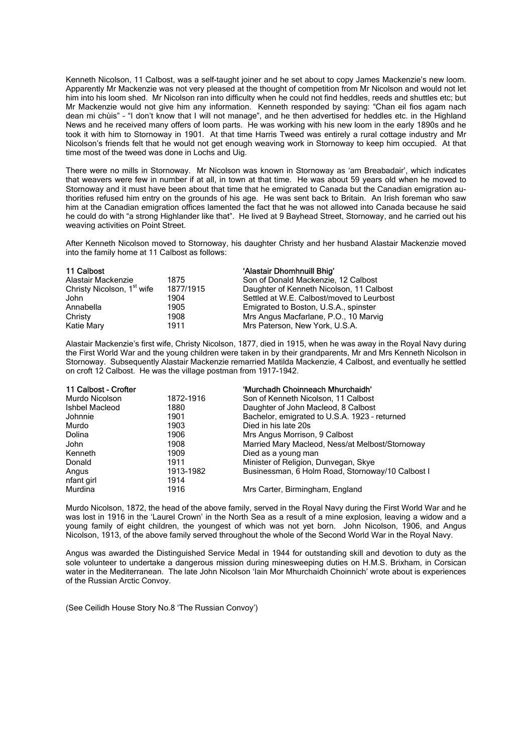Kenneth Nicolson, 11 Calbost, was a self-taught joiner and he set about to copy James Mackenzie's new loom. Apparently Mr Mackenzie was not very pleased at the thought of competition from Mr Nicolson and would not let him into his loom shed. Mr Nicolson ran into difficulty when he could not find heddles, reeds and shuttles etc; but Mr Mackenzie would not give him any information. Kenneth responded by saying: "Chan eil fios agam nach dean mi chùis" – "I don't know that I will not manage", and he then advertised for heddles etc. in the Highland News and he received many offers of loom parts. He was working with his new loom in the early 1890s and he took it with him to Stornoway in 1901. At that time Harris Tweed was entirely a rural cottage industry and Mr Nicolson's friends felt that he would not get enough weaving work in Stornoway to keep him occupied. At that time most of the tweed was done in Lochs and Uig.

There were no mills in Stornoway. Mr Nicolson was known in Stornoway as 'am Breabadair', which indicates that weavers were few in number if at all, in town at that time. He was about 59 years old when he moved to Stornoway and it must have been about that time that he emigrated to Canada but the Canadian emigration authorities refused him entry on the grounds of his age. He was sent back to Britain. An Irish foreman who saw him at the Canadian emigration offices lamented the fact that he was not allowed into Canada because he said he could do with "a strong Highlander like that". He lived at 9 Bayhead Street, Stornoway, and he carried out his weaving activities on Point Street.

After Kenneth Nicolson moved to Stornoway, his daughter Christy and her husband Alastair Mackenzie moved into the family home at 11 Calbost as follows:

| **11 Calbost** | | **'Alastair Dhomhnuill Bhig'** |
|---|---|---|
| Alastair Mackenzie | 1875 | Son of Donald Mackenzie, 12 Calbost |
| Christy Nicolson, 1st wife | 1877/1915 | Daughter of Kenneth Nicolson, 11 Calbost |
| John | 1904 | Settled at W.E. Calbost/moved to Leurbost |
| Annabella | 1905 | Emigrated to Boston, U.S.A., spinster |
| Christy | 1908 | Mrs Angus Macfarlane, P.O., 10 Marvig |
| Katie Mary | 1911 | Mrs Paterson, New York, U.S.A. |

Alastair Mackenzie's first wife, Christy Nicolson, 1877, died in 1915, when he was away in the Royal Navy during the First World War and the young children were taken in by their grandparents, Mr and Mrs Kenneth Nicolson in Stornoway. Subsequently Alastair Mackenzie remarried Matilda Mackenzie, 4 Calbost, and eventually he settled on croft 12 Calbost. He was the village postman from 1917-1942.

| **11 Calbost - Crofter** | | **'Murchadh Choinneach Mhurchaidh'** |
|---|---|---|
| Murdo Nicolson | 1872-1916 | Son of Kenneth Nicolson, 11 Calbost |
| Ishbel Macleod | 1880 | Daughter of John Macleod, 8 Calbost |
| Johnnie | 1901 | Bachelor, emigrated to U.S.A. 1923 – returned |
| Murdo | 1903 | Died in his late 20s |
| Dolina | 1906 | Mrs Angus Morrison, 9 Calbost |
| John | 1908 | Married Mary Macleod, Ness/at Melbost/Stornoway |
| Kenneth | 1909 | Died as a young man |
| Donald | 1911 | Minister of Religion, Dunvegan, Skye |
| Angus | 1913-1982 | Businessman, 6 Holm Road, Stornoway/10 Calbost I |
| nfant girl | 1914 | |
| Murdina | 1916 | Mrs Carter, Birmingham, England |

Murdo Nicolson, 1872, the head of the above family, served in the Royal Navy during the First World War and he was lost in 1916 in the 'Laurel Crown' in the North Sea as a result of a mine explosion, leaving a widow and a young family of eight children, the youngest of which was not yet born. John Nicolson, 1906, and Angus Nicolson, 1913, of the above family served throughout the whole of the Second World War in the Royal Navy.

Angus was awarded the Distinguished Service Medal in 1944 for outstanding skill and devotion to duty as the sole volunteer to undertake a dangerous mission during minesweeping duties on H.M.S. Brixham, in Corsican water in the Mediterranean. The late John Nicolson 'Iain Mor Mhurchaidh Choinnich' wrote about is experiences of the Russian Arctic Convoy.

(See Ceilidh House Story No.8 'The Russian Convoy')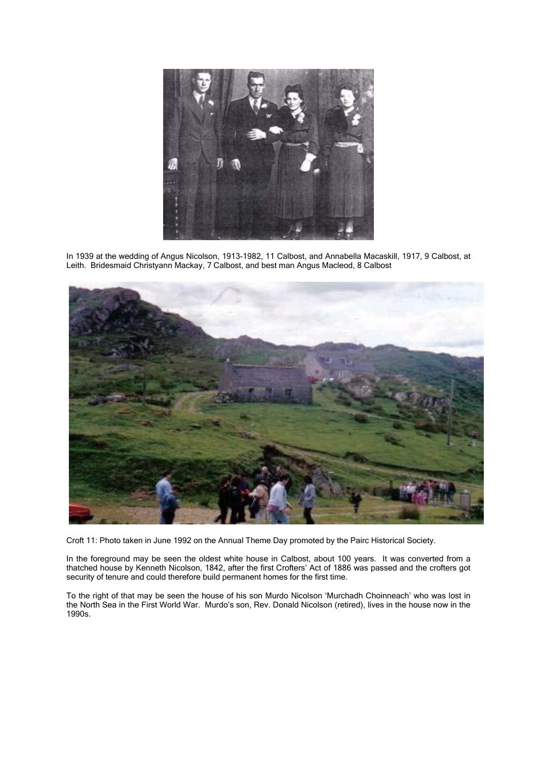In 1939 at the wedding of Angus Nicolson, 1913-1982, 11 Calbost, and Annabella Macaskill, 1917, 9 Calbost, at Leith. Bridesmaid Christyann Mackay, 7 Calbost, and best man Angus Macleod, 8 Calbost

Croft 11: Photo taken in June 1992 on the Annual Theme Day promoted by the Pairc Historical Society.

In the foreground may be seen the oldest white house in Calbost, about 100 years. It was converted from a thatched house by Kenneth Nicolson, 1842, after the first Crofters' Act of 1886 was passed and the crofters got security of tenure and could therefore build permanent homes for the first time.

To the right of that may be seen the house of his son Murdo Nicolson 'Murchadh Choinneach' who was lost in the North Sea in the First World War. Murdo's son, Rev. Donald Nicolson (retired), lives in the house now in the 1990s.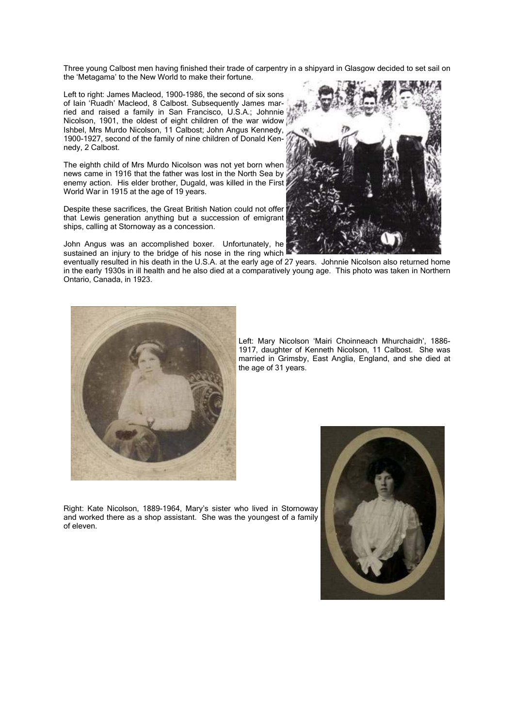Three young Calbost men having finished their trade of carpentry in a shipyard in Glasgow decided to set sail on the 'Metagama' to the New World to make their fortune.

Left to right: James Macleod, 1900-1986, the second of six sons of Iain 'Ruadh' Macleod, 8 Calbost. Subsequently James married and raised a family in San Francisco, U.S.A.; Johnnie Nicolson, 1901, the oldest of eight children of the war widow Ishbel, Mrs Murdo Nicolson, 11 Calbost; John Angus Kennedy, 1900-1927, second of the family of nine children of Donald Kennedy, 2 Calbost.

The eighth child of Mrs Murdo Nicolson was not yet born when news came in 1916 that the father was lost in the North Sea by enemy action. His elder brother, Dugald, was killed in the First World War in 1915 at the age of 19 years.

Despite these sacrifices, the Great British Nation could not offer that Lewis generation anything but a succession of emigrant ships, calling at Stornoway as a concession.

John Angus was an accomplished boxer. Unfortunately, he sustained an injury to the bridge of his nose in the ring which eventually resulted in his death in the U.S.A. at the early age of 27 years. Johnnie Nicolson also returned home in the early 1930s in ill health and he also died at a comparatively young age. This photo was taken in Northern Ontario, Canada, in 1923.

Left: Mary Nicolson 'Mairi Choinneach Mhurchaidh', 1886-1917, daughter of Kenneth Nicolson, 11 Calbost. She was married in Grimsby, East Anglia, England, and she died at the age of 31 years.

Right: Kate Nicolson, 1889-1964, Mary's sister who lived in Stornoway and worked there as a shop assistant. She was the youngest of a family of eleven.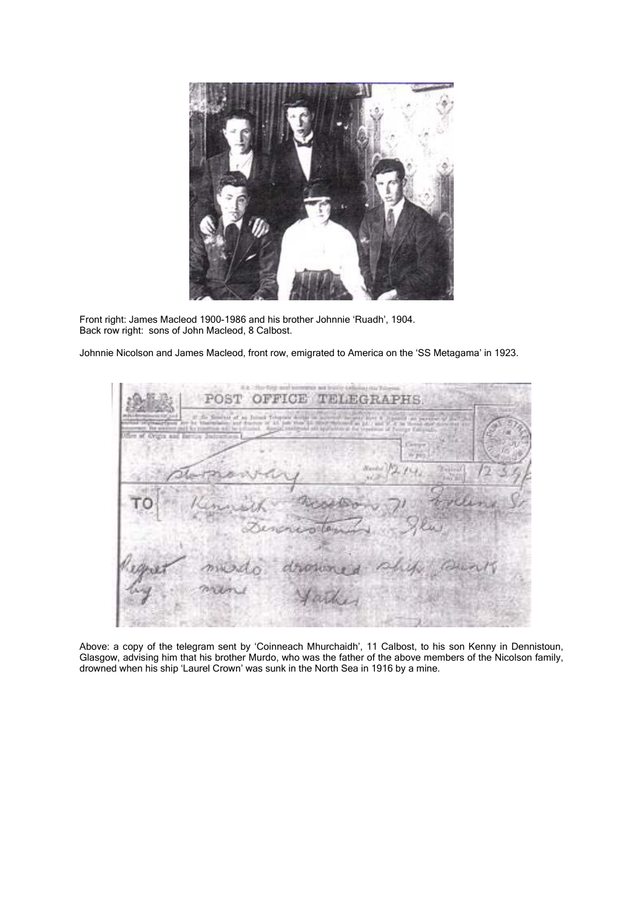Front right: James Macleod 1900-1986 and his brother Johnnie 'Ruadh', 1904.
Back row right: sons of John Macleod, 8 Calbost.

Johnnie Nicolson and James Macleod, front row, emigrated to America on the 'SS Metagama' in 1923.

Above: a copy of the telegram sent by 'Coinneach Mhurchaidh', 11 Calbost, to his son Kenny in Dennistoun, Glasgow, advising him that his brother Murdo, who was the father of the above members of the Nicolson family, drowned when his ship 'Laurel Crown' was sunk in the North Sea in 1916 by a mine.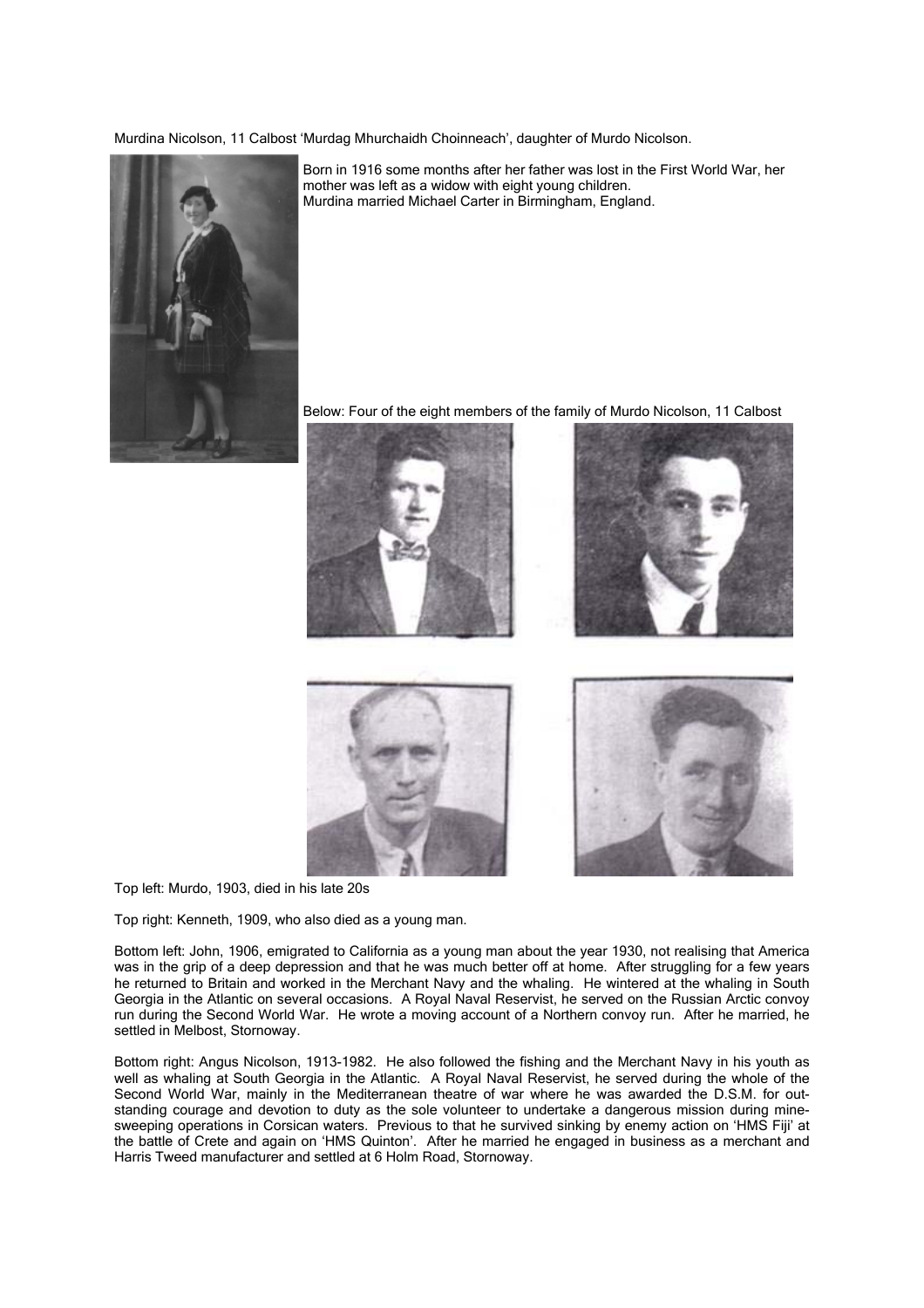Murdina Nicolson, 11 Calbost 'Murdag Mhurchaidh Choinneach', daughter of Murdo Nicolson.

Born in 1916 some months after her father was lost in the First World War, her mother was left as a widow with eight young children.
Murdina married Michael Carter in Birmingham, England.

Below: Four of the eight members of the family of Murdo Nicolson, 11 Calbost

Top left: Murdo, 1903, died in his late 20s

Top right: Kenneth, 1909, who also died as a young man.

Bottom left: John, 1906, emigrated to California as a young man about the year 1930, not realising that America was in the grip of a deep depression and that he was much better off at home. After struggling for a few years he returned to Britain and worked in the Merchant Navy and the whaling. He wintered at the whaling in South Georgia in the Atlantic on several occasions. A Royal Naval Reservist, he served on the Russian Arctic convoy run during the Second World War. He wrote a moving account of a Northern convoy run. After he married, he settled in Melbost, Stornoway.

Bottom right: Angus Nicolson, 1913-1982. He also followed the fishing and the Merchant Navy in his youth as well as whaling at South Georgia in the Atlantic. A Royal Naval Reservist, he served during the whole of the Second World War, mainly in the Mediterranean theatre of war where he was awarded the D.S.M. for outstanding courage and devotion to duty as the sole volunteer to undertake a dangerous mission during minesweeping operations in Corsican waters. Previous to that he survived sinking by enemy action on 'HMS Fiji' at the battle of Crete and again on 'HMS Quinton'. After he married he engaged in business as a merchant and Harris Tweed manufacturer and settled at 6 Holm Road, Stornoway.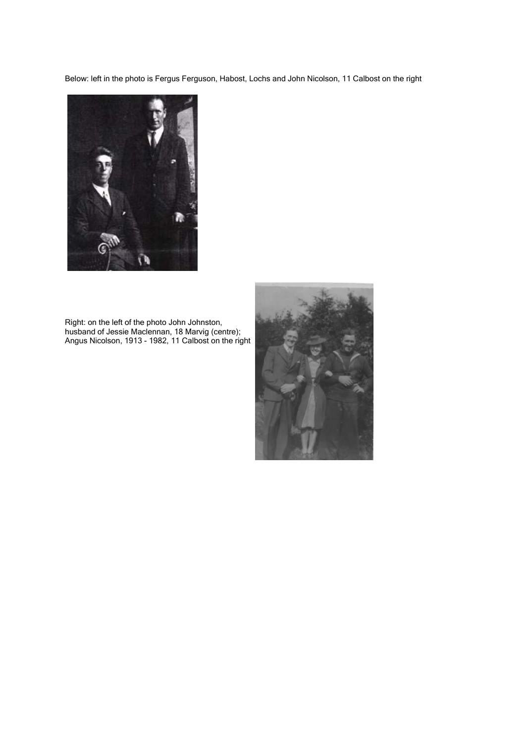Below: left in the photo is Fergus Ferguson, Habost, Lochs and John Nicolson, 11 Calbost on the right

Right: on the left of the photo John Johnston, husband of Jessie Maclennan, 18 Marvig (centre); Angus Nicolson, 1913 - 1982, 11 Calbost on the right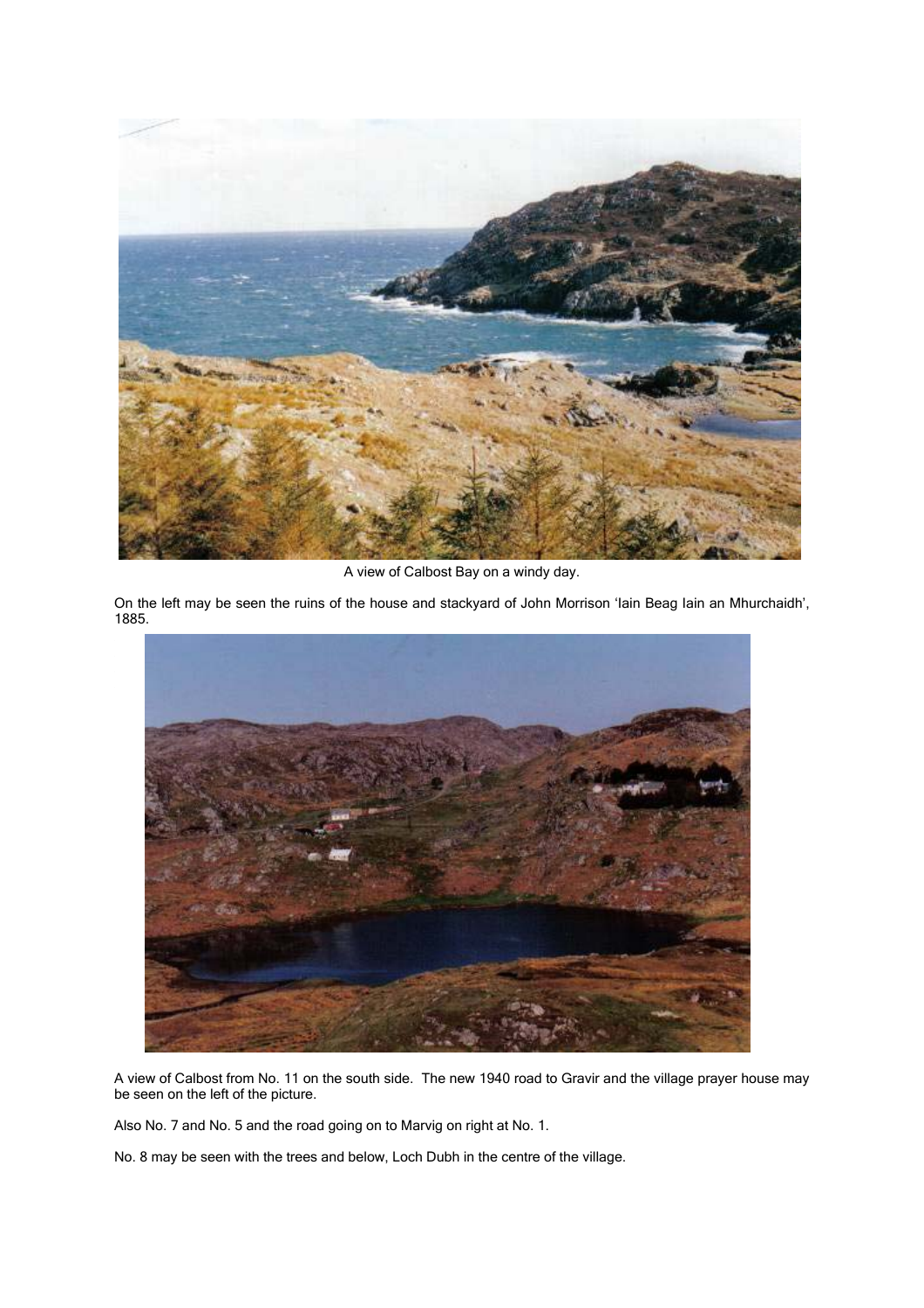A view of Calbost Bay on a windy day.

On the left may be seen the ruins of the house and stackyard of John Morrison 'Iain Beag Iain an Mhurchaidh', 1885.

A view of Calbost from No. 11 on the south side. The new 1940 road to Gravir and the village prayer house may be seen on the left of the picture.

Also No. 7 and No. 5 and the road going on to Marvig on right at No. 1.

No. 8 may be seen with the trees and below, Loch Dubh in the centre of the village.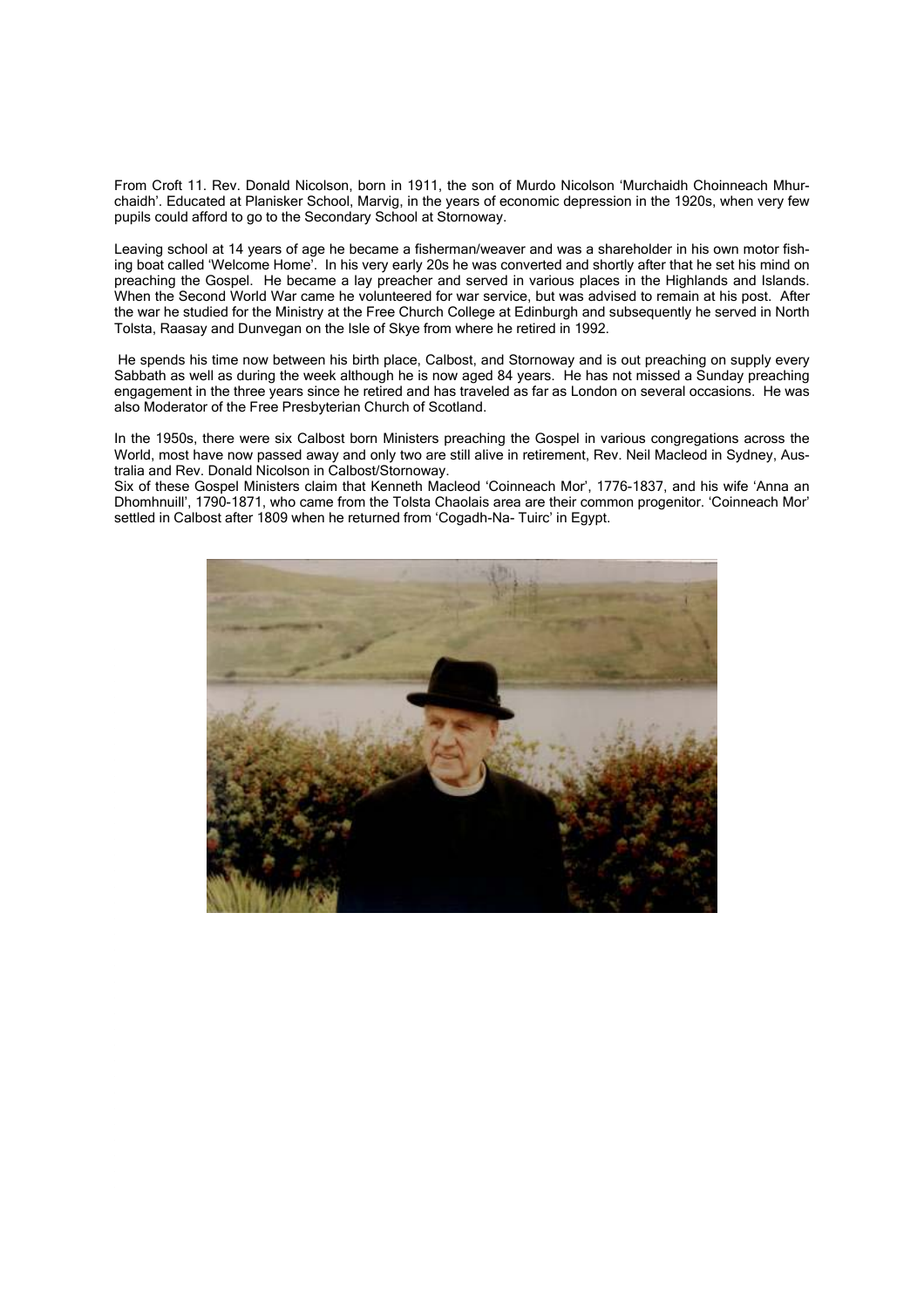From Croft 11. Rev. Donald Nicolson, born in 1911, the son of Murdo Nicolson 'Murchaidh Choinneach Mhurchaidh'. Educated at Planisker School, Marvig, in the years of economic depression in the 1920s, when very few pupils could afford to go to the Secondary School at Stornoway.

Leaving school at 14 years of age he became a fisherman/weaver and was a shareholder in his own motor fishing boat called 'Welcome Home'. In his very early 20s he was converted and shortly after that he set his mind on preaching the Gospel. He became a lay preacher and served in various places in the Highlands and Islands. When the Second World War came he volunteered for war service, but was advised to remain at his post. After the war he studied for the Ministry at the Free Church College at Edinburgh and subsequently he served in North Tolsta, Raasay and Dunvegan on the Isle of Skye from where he retired in 1992.

He spends his time now between his birth place, Calbost, and Stornoway and is out preaching on supply every Sabbath as well as during the week although he is now aged 84 years. He has not missed a Sunday preaching engagement in the three years since he retired and has traveled as far as London on several occasions. He was also Moderator of the Free Presbyterian Church of Scotland.

In the 1950s, there were six Calbost born Ministers preaching the Gospel in various congregations across the World, most have now passed away and only two are still alive in retirement, Rev. Neil Macleod in Sydney, Australia and Rev. Donald Nicolson in Calbost/Stornoway.

Six of these Gospel Ministers claim that Kenneth Macleod 'Coinneach Mor', 1776-1837, and his wife 'Anna an Dhomhnuill', 1790-1871, who came from the Tolsta Chaolais area are their common progenitor. 'Coinneach Mor' settled in Calbost after 1809 when he returned from 'Cogadh-Na- Tuirc' in Egypt.